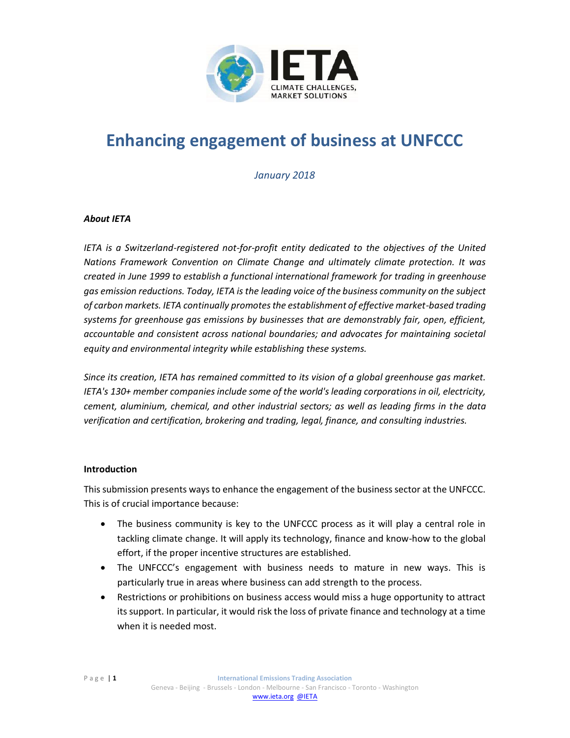# Enhancing engagement of business at UNFCCC

*January 2018*

***About IETA***

*IETA is a Switzerland-registered not-for-profit entity dedicated to the objectives of the United Nations Framework Convention on Climate Change and ultimately climate protection. It was created in June 1999 to establish a functional international framework for trading in greenhouse gas emission reductions. Today, IETA is the leading voice of the business community on the subject of carbon markets. IETA continually promotes the establishment of effective market-based trading systems for greenhouse gas emissions by businesses that are demonstrably fair, open, efficient, accountable and consistent across national boundaries; and advocates for maintaining societal equity and environmental integrity while establishing these systems.*

*Since its creation, IETA has remained committed to its vision of a global greenhouse gas market. IETA's 130+ member companies include some of the world's leading corporations in oil, electricity, cement, aluminium, chemical, and other industrial sectors; as well as leading firms in the data verification and certification, brokering and trading, legal, finance, and consulting industries.*

**Introduction**

This submission presents ways to enhance the engagement of the business sector at the UNFCCC. This is of crucial importance because:

- The business community is key to the UNFCCC process as it will play a central role in tackling climate change. It will apply its technology, finance and know-how to the global effort, if the proper incentive structures are established.
- The UNFCCC's engagement with business needs to mature in new ways. This is particularly true in areas where business can add strength to the process.
- Restrictions or prohibitions on business access would miss a huge opportunity to attract its support. In particular, it would risk the loss of private finance and technology at a time when it is needed most.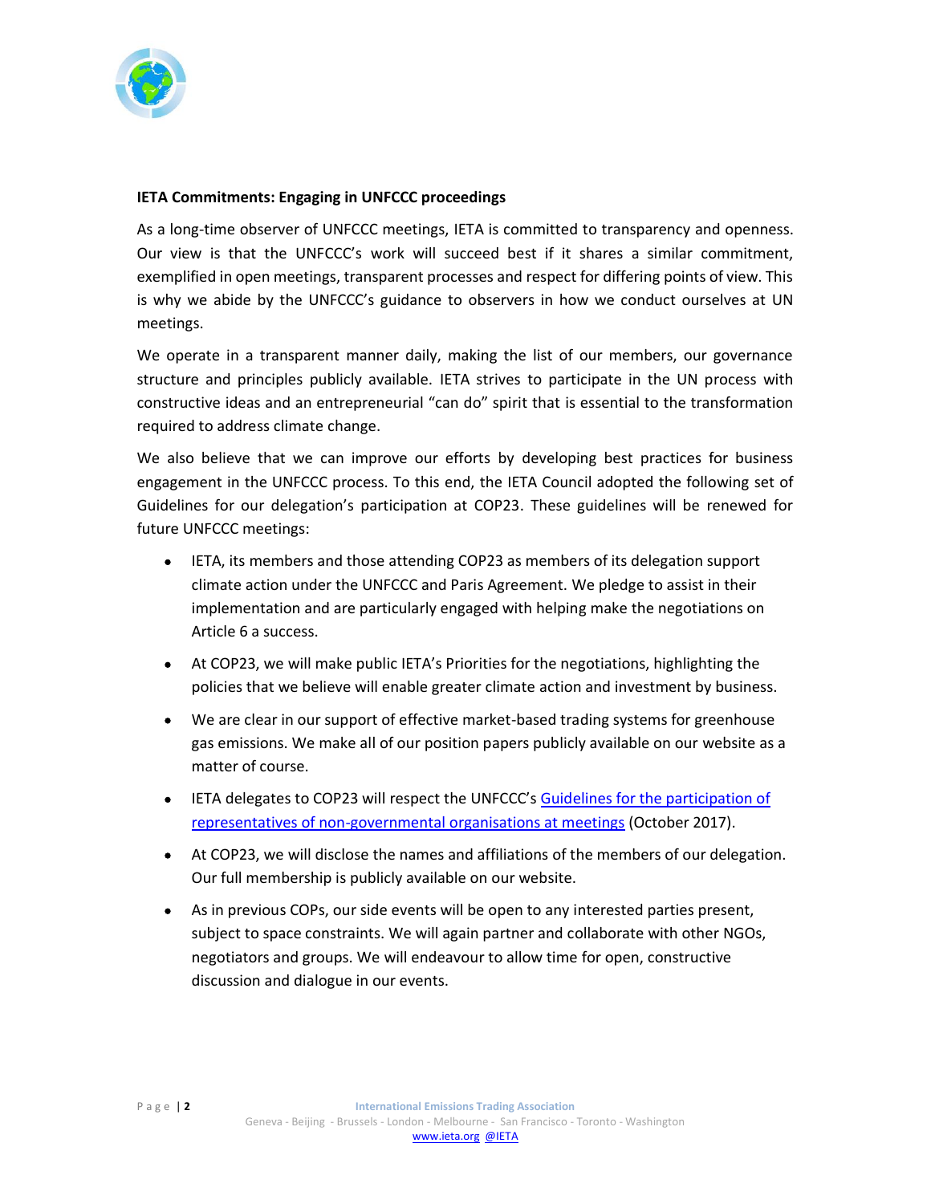**IETA Commitments: Engaging in UNFCCC proceedings**

As a long-time observer of UNFCCC meetings, IETA is committed to transparency and openness. Our view is that the UNFCCC's work will succeed best if it shares a similar commitment, exemplified in open meetings, transparent processes and respect for differing points of view. This is why we abide by the UNFCCC's guidance to observers in how we conduct ourselves at UN meetings.

We operate in a transparent manner daily, making the list of our members, our governance structure and principles publicly available. IETA strives to participate in the UN process with constructive ideas and an entrepreneurial "can do" spirit that is essential to the transformation required to address climate change.

We also believe that we can improve our efforts by developing best practices for business engagement in the UNFCCC process. To this end, the IETA Council adopted the following set of Guidelines for our delegation's participation at COP23. These guidelines will be renewed for future UNFCCC meetings:

- IETA, its members and those attending COP23 as members of its delegation support climate action under the UNFCCC and Paris Agreement. We pledge to assist in their implementation and are particularly engaged with helping make the negotiations on Article 6 a success.
- At COP23, we will make public IETA's Priorities for the negotiations, highlighting the policies that we believe will enable greater climate action and investment by business.
- We are clear in our support of effective market-based trading systems for greenhouse gas emissions. We make all of our position papers publicly available on our website as a matter of course.
- IETA delegates to COP23 will respect the UNFCCC's Guidelines for the participation of representatives of non-governmental organisations at meetings (October 2017).
- At COP23, we will disclose the names and affiliations of the members of our delegation. Our full membership is publicly available on our website.
- As in previous COPs, our side events will be open to any interested parties present, subject to space constraints. We will again partner and collaborate with other NGOs, negotiators and groups. We will endeavour to allow time for open, constructive discussion and dialogue in our events.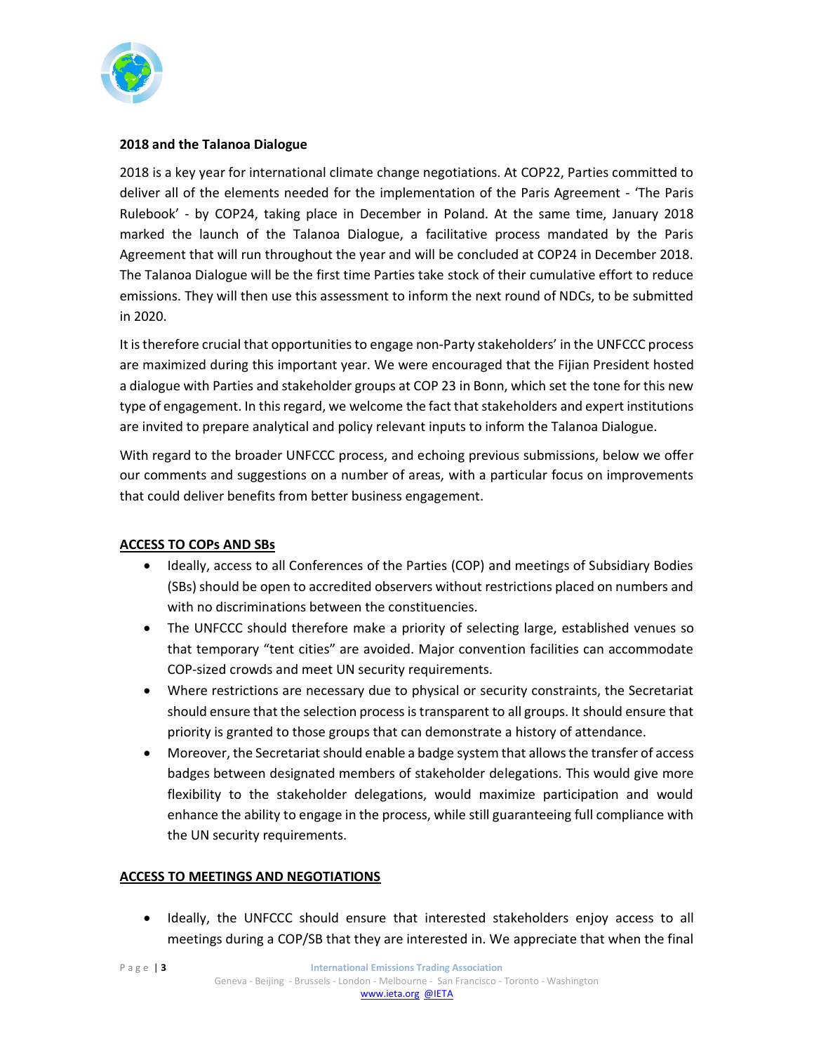**2018 and the Talanoa Dialogue**

2018 is a key year for international climate change negotiations. At COP22, Parties committed to deliver all of the elements needed for the implementation of the Paris Agreement - 'The Paris Rulebook' - by COP24, taking place in December in Poland. At the same time, January 2018 marked the launch of the Talanoa Dialogue, a facilitative process mandated by the Paris Agreement that will run throughout the year and will be concluded at COP24 in December 2018. The Talanoa Dialogue will be the first time Parties take stock of their cumulative effort to reduce emissions. They will then use this assessment to inform the next round of NDCs, to be submitted in 2020.

It is therefore crucial that opportunities to engage non-Party stakeholders' in the UNFCCC process are maximized during this important year. We were encouraged that the Fijian President hosted a dialogue with Parties and stakeholder groups at COP 23 in Bonn, which set the tone for this new type of engagement. In this regard, we welcome the fact that stakeholders and expert institutions are invited to prepare analytical and policy relevant inputs to inform the Talanoa Dialogue.

With regard to the broader UNFCCC process, and echoing previous submissions, below we offer our comments and suggestions on a number of areas, with a particular focus on improvements that could deliver benefits from better business engagement.

**ACCESS TO COPs AND SBs**

- Ideally, access to all Conferences of the Parties (COP) and meetings of Subsidiary Bodies (SBs) should be open to accredited observers without restrictions placed on numbers and with no discriminations between the constituencies.
- The UNFCCC should therefore make a priority of selecting large, established venues so that temporary "tent cities" are avoided. Major convention facilities can accommodate COP-sized crowds and meet UN security requirements.
- Where restrictions are necessary due to physical or security constraints, the Secretariat should ensure that the selection process is transparent to all groups. It should ensure that priority is granted to those groups that can demonstrate a history of attendance.
- Moreover, the Secretariat should enable a badge system that allows the transfer of access badges between designated members of stakeholder delegations. This would give more flexibility to the stakeholder delegations, would maximize participation and would enhance the ability to engage in the process, while still guaranteeing full compliance with the UN security requirements.

**ACCESS TO MEETINGS AND NEGOTIATIONS**

- Ideally, the UNFCCC should ensure that interested stakeholders enjoy access to all meetings during a COP/SB that they are interested in. We appreciate that when the final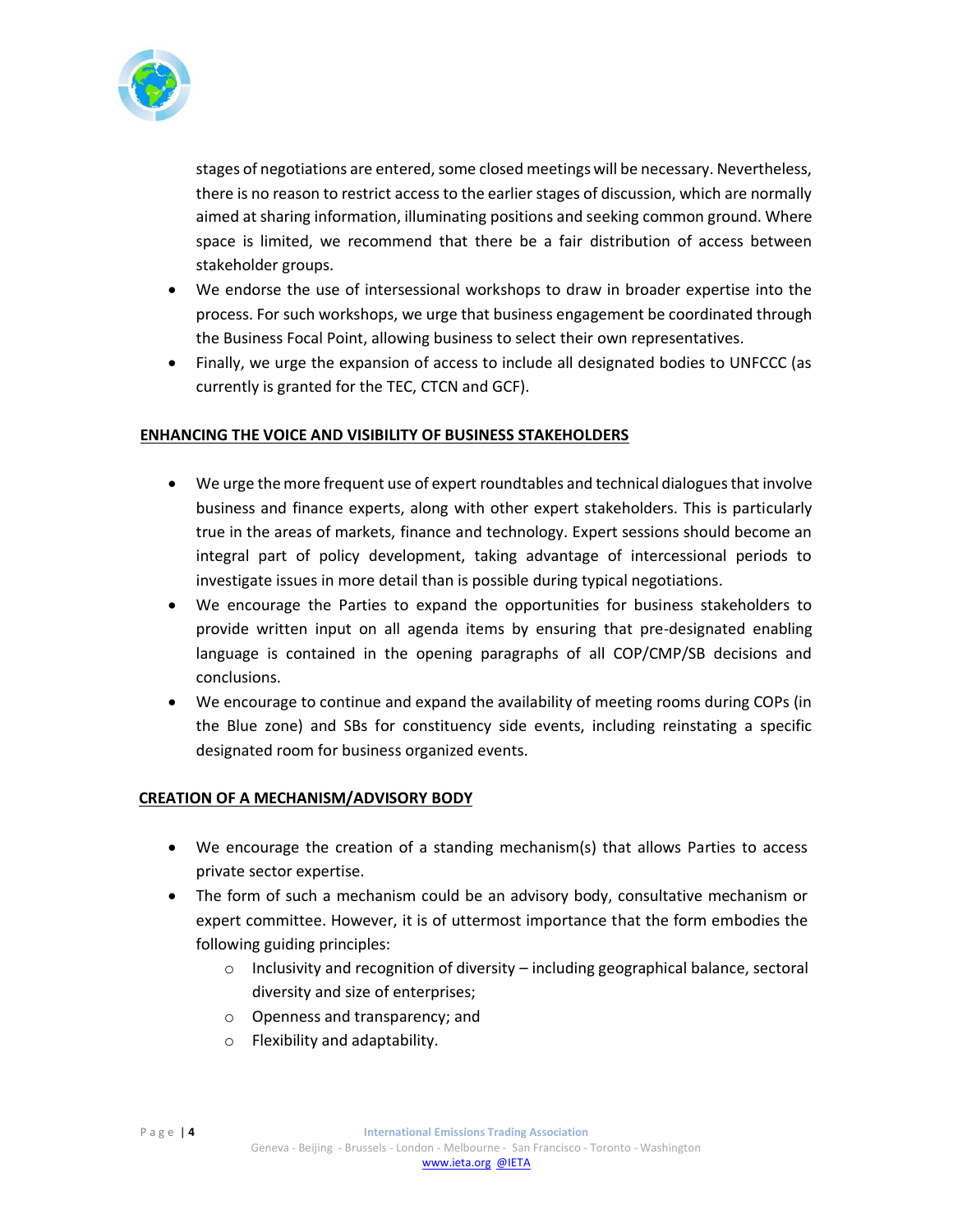stages of negotiations are entered, some closed meetings will be necessary. Nevertheless, there is no reason to restrict access to the earlier stages of discussion, which are normally aimed at sharing information, illuminating positions and seeking common ground. Where space is limited, we recommend that there be a fair distribution of access between stakeholder groups.

- We endorse the use of intersessional workshops to draw in broader expertise into the process. For such workshops, we urge that business engagement be coordinated through the Business Focal Point, allowing business to select their own representatives.
- Finally, we urge the expansion of access to include all designated bodies to UNFCCC (as currently is granted for the TEC, CTCN and GCF).

## ENHANCING THE VOICE AND VISIBILITY OF BUSINESS STAKEHOLDERS

- We urge the more frequent use of expert roundtables and technical dialogues that involve business and finance experts, along with other expert stakeholders. This is particularly true in the areas of markets, finance and technology. Expert sessions should become an integral part of policy development, taking advantage of intercessional periods to investigate issues in more detail than is possible during typical negotiations.
- We encourage the Parties to expand the opportunities for business stakeholders to provide written input on all agenda items by ensuring that pre-designated enabling language is contained in the opening paragraphs of all COP/CMP/SB decisions and conclusions.
- We encourage to continue and expand the availability of meeting rooms during COPs (in the Blue zone) and SBs for constituency side events, including reinstating a specific designated room for business organized events.

## CREATION OF A MECHANISM/ADVISORY BODY

- We encourage the creation of a standing mechanism(s) that allows Parties to access private sector expertise.
- The form of such a mechanism could be an advisory body, consultative mechanism or expert committee. However, it is of uttermost importance that the form embodies the following guiding principles:
  - Inclusivity and recognition of diversity – including geographical balance, sectoral diversity and size of enterprises;
  - Openness and transparency; and
  - Flexibility and adaptability.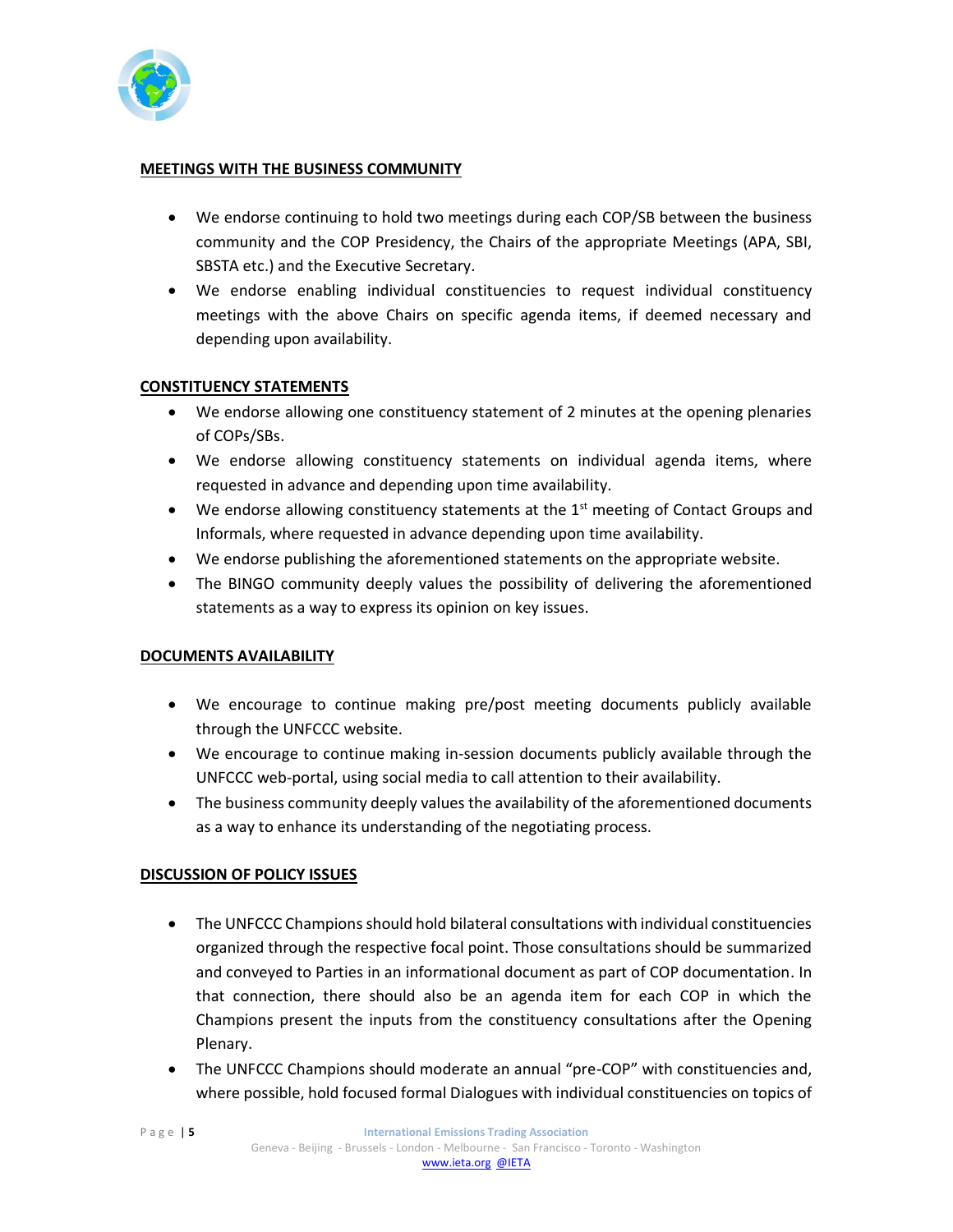## MEETINGS WITH THE BUSINESS COMMUNITY

- We endorse continuing to hold two meetings during each COP/SB between the business community and the COP Presidency, the Chairs of the appropriate Meetings (APA, SBI, SBSTA etc.) and the Executive Secretary.
- We endorse enabling individual constituencies to request individual constituency meetings with the above Chairs on specific agenda items, if deemed necessary and depending upon availability.

## CONSTITUENCY STATEMENTS

- We endorse allowing one constituency statement of 2 minutes at the opening plenaries of COPs/SBs.
- We endorse allowing constituency statements on individual agenda items, where requested in advance and depending upon time availability.
- We endorse allowing constituency statements at the 1st meeting of Contact Groups and Informals, where requested in advance depending upon time availability.
- We endorse publishing the aforementioned statements on the appropriate website.
- The BINGO community deeply values the possibility of delivering the aforementioned statements as a way to express its opinion on key issues.

## DOCUMENTS AVAILABILITY

- We encourage to continue making pre/post meeting documents publicly available through the UNFCCC website.
- We encourage to continue making in-session documents publicly available through the UNFCCC web-portal, using social media to call attention to their availability.
- The business community deeply values the availability of the aforementioned documents as a way to enhance its understanding of the negotiating process.

## DISCUSSION OF POLICY ISSUES

- The UNFCCC Champions should hold bilateral consultations with individual constituencies organized through the respective focal point. Those consultations should be summarized and conveyed to Parties in an informational document as part of COP documentation. In that connection, there should also be an agenda item for each COP in which the Champions present the inputs from the constituency consultations after the Opening Plenary.
- The UNFCCC Champions should moderate an annual "pre-COP" with constituencies and, where possible, hold focused formal Dialogues with individual constituencies on topics of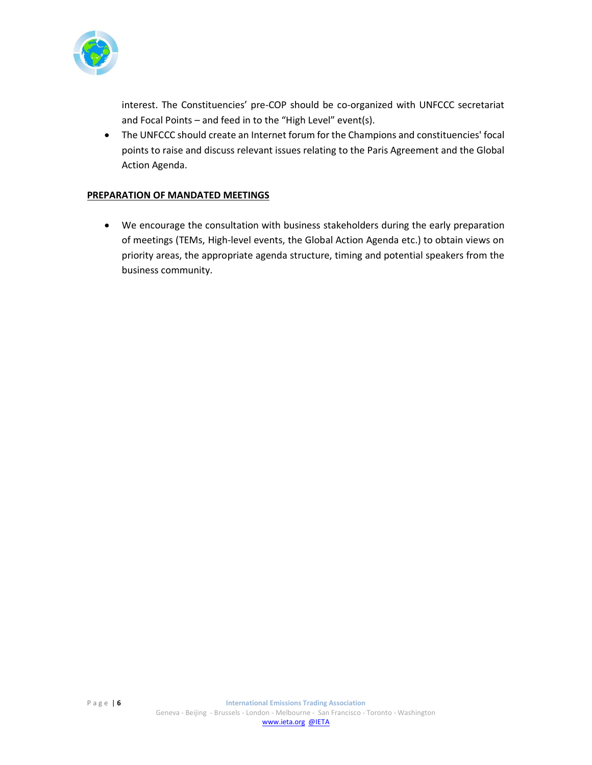interest. The Constituencies' pre-COP should be co-organized with UNFCCC secretariat and Focal Points – and feed in to the "High Level" event(s).

- The UNFCCC should create an Internet forum for the Champions and constituencies' focal points to raise and discuss relevant issues relating to the Paris Agreement and the Global Action Agenda.

**PREPARATION OF MANDATED MEETINGS**

- We encourage the consultation with business stakeholders during the early preparation of meetings (TEMs, High-level events, the Global Action Agenda etc.) to obtain views on priority areas, the appropriate agenda structure, timing and potential speakers from the business community.